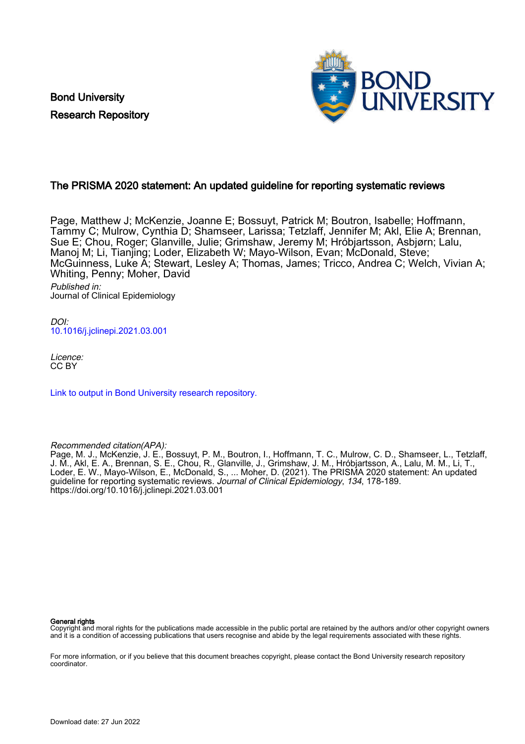Bond University
Research Repository

# The PRISMA 2020 statement: An updated guideline for reporting systematic reviews

Page, Matthew J; McKenzie, Joanne E; Bossuyt, Patrick M; Boutron, Isabelle; Hoffmann, Tammy C; Mulrow, Cynthia D; Shamseer, Larissa; Tetzlaff, Jennifer M; Akl, Elie A; Brennan, Sue E; Chou, Roger; Glanville, Julie; Grimshaw, Jeremy M; Hróbjartsson, Asbjørn; Lalu, Manoj M; Li, Tianjing; Loder, Elizabeth W; Mayo-Wilson, Evan; McDonald, Steve; McGuinness, Luke A; Stewart, Lesley A; Thomas, James; Tricco, Andrea C; Welch, Vivian A; Whiting, Penny; Moher, David

*Published in:*
Journal of Clinical Epidemiology

*DOI:*
10.1016/j.jclinepi.2021.03.001

*Licence:*
CC BY

Link to output in Bond University research repository.

*Recommended citation(APA):*
Page, M. J., McKenzie, J. E., Bossuyt, P. M., Boutron, I., Hoffmann, T. C., Mulrow, C. D., Shamseer, L., Tetzlaff, J. M., Akl, E. A., Brennan, S. E., Chou, R., Glanville, J., Grimshaw, J. M., Hróbjartsson, A., Lalu, M. M., Li, T., Loder, E. W., Mayo-Wilson, E., McDonald, S., ... Moher, D. (2021). The PRISMA 2020 statement: An updated guideline for reporting systematic reviews. *Journal of Clinical Epidemiology*, *134*, 178-189. https://doi.org/10.1016/j.jclinepi.2021.03.001

**General rights**
Copyright and moral rights for the publications made accessible in the public portal are retained by the authors and/or other copyright owners and it is a condition of accessing publications that users recognise and abide by the legal requirements associated with these rights.

For more information, or if you believe that this document breaches copyright, please contact the Bond University research repository coordinator.

Download date: 27 Jun 2022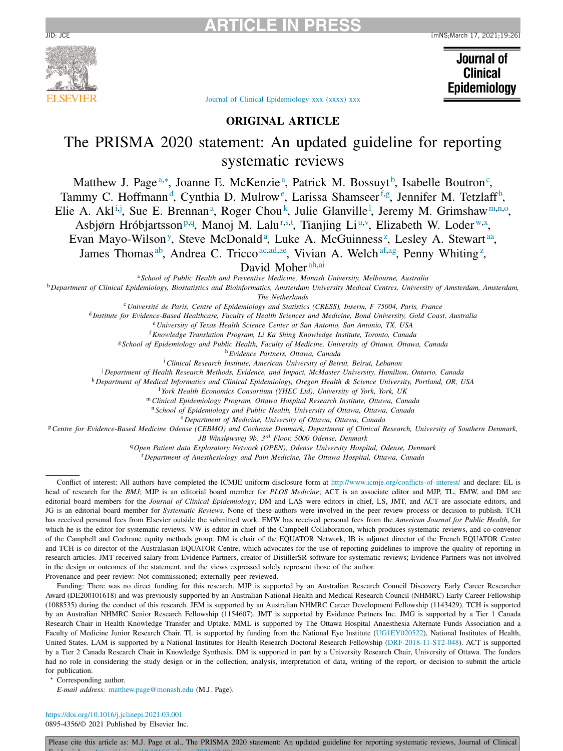ORIGINAL ARTICLE

# The PRISMA 2020 statement: An updated guideline for reporting systematic reviews

Matthew J. Page[a,*], Joanne E. McKenzie[a], Patrick M. Bossuyt[b], Isabelle Boutron[c], Tammy C. Hoffmann[d], Cynthia D. Mulrow[e], Larissa Shamseer[f,g], Jennifer M. Tetzlaff[h], Elie A. Akl[i,j], Sue E. Brennan[a], Roger Chou[k], Julie Glanville[l], Jeremy M. Grimshaw[m,n,o], Asbjørn Hróbjartsson[p,q], Manoj M. Lalu[r,s,t], Tianjing Li[u,v], Elizabeth W. Loder[w,x], Evan Mayo-Wilson[y], Steve McDonald[a], Luke A. McGuinness[z], Lesley A. Stewart[aa], James Thomas[ab], Andrea C. Tricco[ac,ad,ae], Vivian A. Welch[af,ag], Penny Whiting[z], David Moher[ah,ai]

[a] School of Public Health and Preventive Medicine, Monash University, Melbourne, Australia
[b] Department of Clinical Epidemiology, Biostatistics and Bioinformatics, Amsterdam University Medical Centres, University of Amsterdam, Amsterdam, The Netherlands
[c] Université de Paris, Centre of Epidemiology and Statistics (CRESS), Inserm, F 75004, Paris, France
[d] Institute for Evidence-Based Healthcare, Faculty of Health Sciences and Medicine, Bond University, Gold Coast, Australia
[e] University of Texas Health Science Center at San Antonio, San Antonio, TX, USA
[f] Knowledge Translation Program, Li Ka Shing Knowledge Institute, Toronto, Canada
[g] School of Epidemiology and Public Health, Faculty of Medicine, University of Ottawa, Ottawa, Canada
[h] Evidence Partners, Ottawa, Canada
[i] Clinical Research Institute, American University of Beirut, Beirut, Lebanon
[j] Department of Health Research Methods, Evidence, and Impact, McMaster University, Hamilton, Ontario, Canada
[k] Department of Medical Informatics and Clinical Epidemiology, Oregon Health & Science University, Portland, OR, USA
[l] York Health Economics Consortium (YHEC Ltd), University of York, York, UK
[m] Clinical Epidemiology Program, Ottawa Hospital Research Institute, Ottawa, Canada
[n] School of Epidemiology and Public Health, University of Ottawa, Ottawa, Canada
[o] Department of Medicine, University of Ottawa, Ottawa, Canada
[p] Centre for Evidence-Based Medicine Odense (CEBMO) and Cochrane Denmark, Department of Clinical Research, University of Southern Denmark, JB Winsløwsvej 9b, 3rd Floor, 5000 Odense, Denmark
[q] Open Patient data Exploratory Network (OPEN), Odense University Hospital, Odense, Denmark
[r] Department of Anesthesiology and Pain Medicine, The Ottawa Hospital, Ottawa, Canada

Conflict of interest: All authors have completed the ICMJE uniform disclosure form at http://www.icmje.org/conflicts-of-interest/ and declare: EL is head of research for the *BMJ*; MJP is an editorial board member for *PLOS Medicine*; ACT is an associate editor and MJP, TL, EMW, and DM are editorial board members for the *Journal of Clinical Epidemiology*; DM and LAS were editors in chief, LS, JMT, and ACT are associate editors, and JG is an editorial board member for *Systematic Reviews*. None of these authors were involved in the peer review process or decision to publish. TCH has received personal fees from Elsevier outside the submitted work. EMW has received personal fees from the *American Journal for Public Health*, for which he is the editor for systematic reviews. VW is editor in chief of the Campbell Collaboration, which produces systematic reviews, and co-convenor of the Campbell and Cochrane equity methods group. DM is chair of the EQUATOR Network, IB is adjunct director of the French EQUATOR Centre and TCH is co-director of the Australasian EQUATOR Centre, which advocates for the use of reporting guidelines to improve the quality of reporting in research articles. JMT received salary from Evidence Partners, creator of DistillerSR software for systematic reviews; Evidence Partners was not involved in the design or outcomes of the statement, and the views expressed solely represent those of the author.

Provenance and peer review: Not commissioned; externally peer reviewed.

Funding: There was no direct funding for this research. MJP is supported by an Australian Research Council Discovery Early Career Researcher Award (DE200101618) and was previously supported by an Australian National Health and Medical Research Council (NHMRC) Early Career Fellowship (1088535) during the conduct of this research. JEM is supported by an Australian NHMRC Career Development Fellowship (1143429). TCH is supported by an Australian NHMRC Senior Research Fellowship (1154607). JMT is supported by Evidence Partners Inc. JMG is supported by a Tier 1 Canada Research Chair in Health Knowledge Transfer and Uptake. MML is supported by The Ottawa Hospital Anaesthesia Alternate Funds Association and a Faculty of Medicine Junior Research Chair. TL is supported by funding from the National Eye Institute (UG1EY020522), National Institutes of Health, United States. LAM is supported by a National Institutes for Health Research Doctoral Research Fellowship (DRF-2018-11-ST2-048). ACT is supported by a Tier 2 Canada Research Chair in Knowledge Synthesis. DM is supported in part by a University Research Chair, University of Ottawa. The funders had no role in considering the study design or in the collection, analysis, interpretation of data, writing of the report, or decision to submit the article for publication.

\* Corresponding author.

*E-mail address:* matthew.page@monash.edu (M.J. Page).

https://doi.org/10.1016/j.jclinepi.2021.03.001
0895-4356/© 2021 Published by Elsevier Inc.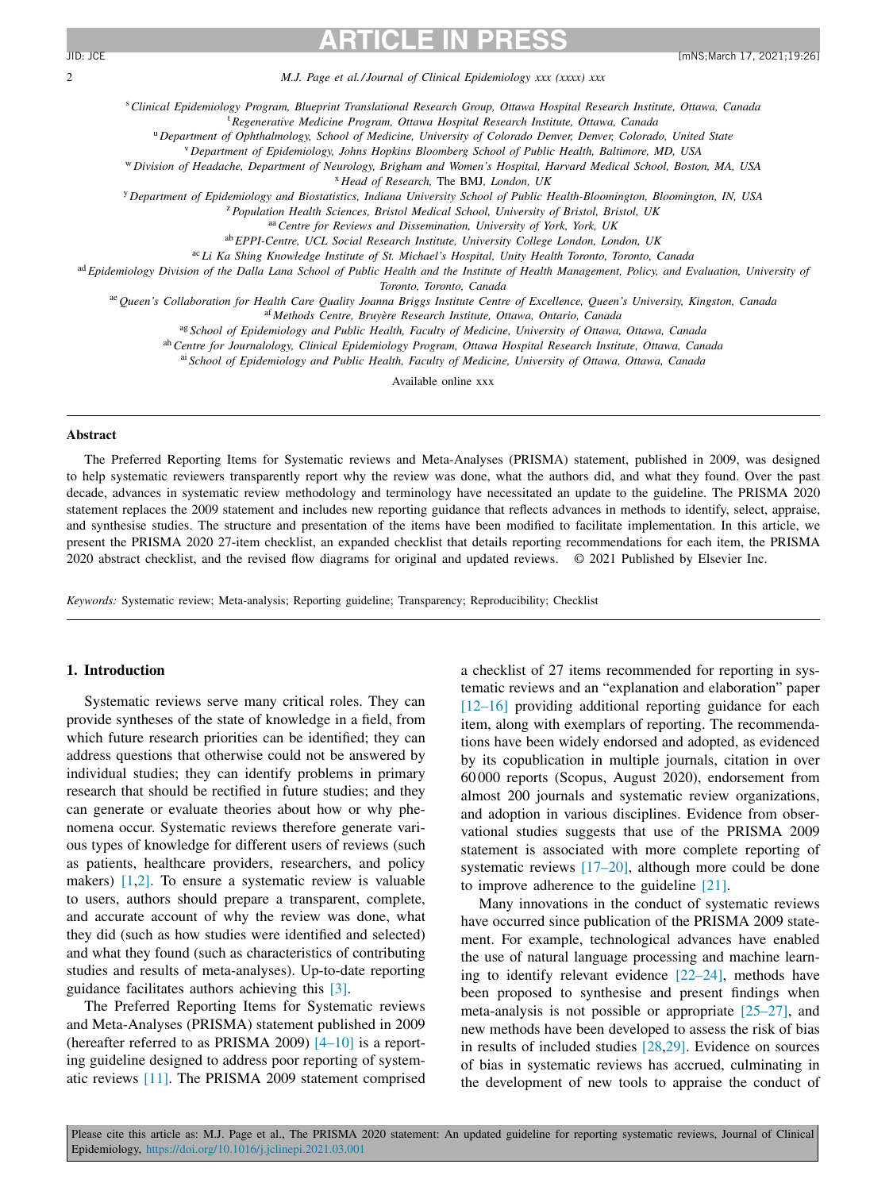[s] Clinical Epidemiology Program, Blueprint Translational Research Group, Ottawa Hospital Research Institute, Ottawa, Canada
[t] Regenerative Medicine Program, Ottawa Hospital Research Institute, Ottawa, Canada
[u] Department of Ophthalmology, School of Medicine, University of Colorado Denver, Denver, Colorado, United State
[v] Department of Epidemiology, Johns Hopkins Bloomberg School of Public Health, Baltimore, MD, USA
[w] Division of Headache, Department of Neurology, Brigham and Women's Hospital, Harvard Medical School, Boston, MA, USA
[x] Head of Research, The BMJ, London, UK
[y] Department of Epidemiology and Biostatistics, Indiana University School of Public Health-Bloomington, Bloomington, IN, USA
[z] Population Health Sciences, Bristol Medical School, University of Bristol, Bristol, UK
[aa] Centre for Reviews and Dissemination, University of York, York, UK
[ab] EPPI-Centre, UCL Social Research Institute, University College London, London, UK
[ac] Li Ka Shing Knowledge Institute of St. Michael's Hospital, Unity Health Toronto, Toronto, Canada
[ad] Epidemiology Division of the Dalla Lana School of Public Health and the Institute of Health Management, Policy, and Evaluation, University of Toronto, Toronto, Canada
[ae] Queen's Collaboration for Health Care Quality Joanna Briggs Institute Centre of Excellence, Queen's University, Kingston, Canada
[af] Methods Centre, Bruyère Research Institute, Ottawa, Ontario, Canada
[ag] School of Epidemiology and Public Health, Faculty of Medicine, University of Ottawa, Ottawa, Canada
[ah] Centre for Journalology, Clinical Epidemiology Program, Ottawa Hospital Research Institute, Ottawa, Canada
[ai] School of Epidemiology and Public Health, Faculty of Medicine, University of Ottawa, Ottawa, Canada

Available online xxx

## Abstract

The Preferred Reporting Items for Systematic reviews and Meta-Analyses (PRISMA) statement, published in 2009, was designed to help systematic reviewers transparently report why the review was done, what the authors did, and what they found. Over the past decade, advances in systematic review methodology and terminology have necessitated an update to the guideline. The PRISMA 2020 statement replaces the 2009 statement and includes new reporting guidance that reflects advances in methods to identify, select, appraise, and synthesise studies. The structure and presentation of the items have been modified to facilitate implementation. In this article, we present the PRISMA 2020 27-item checklist, an expanded checklist that details reporting recommendations for each item, the PRISMA 2020 abstract checklist, and the revised flow diagrams for original and updated reviews. © 2021 Published by Elsevier Inc.

*Keywords:* Systematic review; Meta-analysis; Reporting guideline; Transparency; Reproducibility; Checklist

## 1. Introduction

Systematic reviews serve many critical roles. They can provide syntheses of the state of knowledge in a field, from which future research priorities can be identified; they can address questions that otherwise could not be answered by individual studies; they can identify problems in primary research that should be rectified in future studies; and they can generate or evaluate theories about how or why phenomena occur. Systematic reviews therefore generate various types of knowledge for different users of reviews (such as patients, healthcare providers, researchers, and policy makers) [1,2]. To ensure a systematic review is valuable to users, authors should prepare a transparent, complete, and accurate account of why the review was done, what they did (such as how studies were identified and selected) and what they found (such as characteristics of contributing studies and results of meta-analyses). Up-to-date reporting guidance facilitates authors achieving this [3].

The Preferred Reporting Items for Systematic reviews and Meta-Analyses (PRISMA) statement published in 2009 (hereafter referred to as PRISMA 2009) [4–10] is a reporting guideline designed to address poor reporting of systematic reviews [11]. The PRISMA 2009 statement comprised a checklist of 27 items recommended for reporting in systematic reviews and an "explanation and elaboration" paper [12–16] providing additional reporting guidance for each item, along with exemplars of reporting. The recommendations have been widely endorsed and adopted, as evidenced by its copublication in multiple journals, citation in over 60 000 reports (Scopus, August 2020), endorsement from almost 200 journals and systematic review organizations, and adoption in various disciplines. Evidence from observational studies suggests that use of the PRISMA 2009 statement is associated with more complete reporting of systematic reviews [17–20], although more could be done to improve adherence to the guideline [21].

Many innovations in the conduct of systematic reviews have occurred since publication of the PRISMA 2009 statement. For example, technological advances have enabled the use of natural language processing and machine learning to identify relevant evidence [22–24], methods have been proposed to synthesise and present findings when meta-analysis is not possible or appropriate [25–27], and new methods have been developed to assess the risk of bias in results of included studies [28,29]. Evidence on sources of bias in systematic reviews has accrued, culminating in the development of new tools to appraise the conduct of

Please cite this article as: M.J. Page et al., The PRISMA 2020 statement: An updated guideline for reporting systematic reviews, Journal of Clinical Epidemiology, https://doi.org/10.1016/j.jclinepi.2021.03.001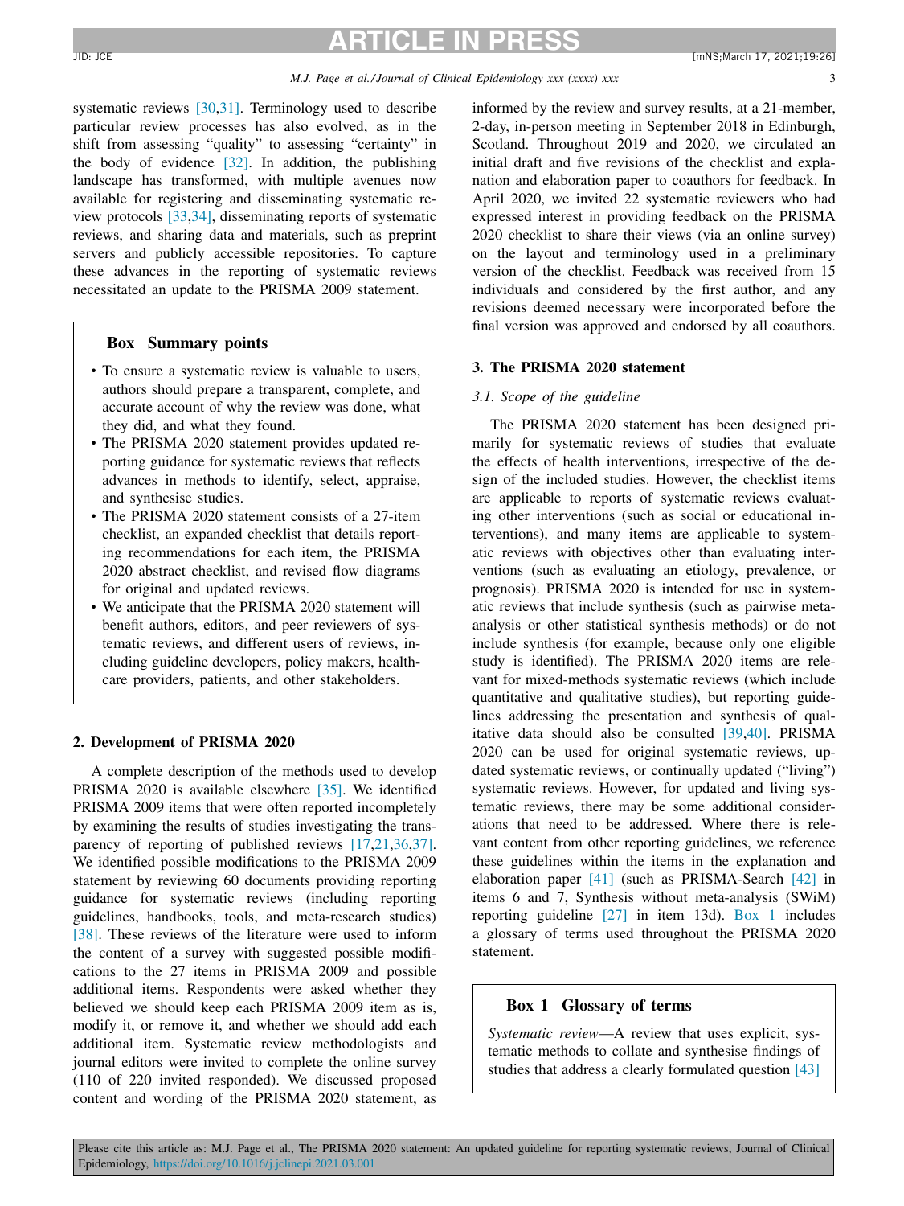systematic reviews [30,31]. Terminology used to describe particular review processes has also evolved, as in the shift from assessing "quality" to assessing "certainty" in the body of evidence [32]. In addition, the publishing landscape has transformed, with multiple avenues now available for registering and disseminating systematic review protocols [33,34], disseminating reports of systematic reviews, and sharing data and materials, such as preprint servers and publicly accessible repositories. To capture these advances in the reporting of systematic reviews necessitated an update to the PRISMA 2009 statement.

> **Box Summary points**
>
> - To ensure a systematic review is valuable to users, authors should prepare a transparent, complete, and accurate account of why the review was done, what they did, and what they found.
> - The PRISMA 2020 statement provides updated reporting guidance for systematic reviews that reflects advances in methods to identify, select, appraise, and synthesise studies.
> - The PRISMA 2020 statement consists of a 27-item checklist, an expanded checklist that details reporting recommendations for each item, the PRISMA 2020 abstract checklist, and revised flow diagrams for original and updated reviews.
> - We anticipate that the PRISMA 2020 statement will benefit authors, editors, and peer reviewers of systematic reviews, and different users of reviews, including guideline developers, policy makers, healthcare providers, patients, and other stakeholders.

## 2. Development of PRISMA 2020

A complete description of the methods used to develop PRISMA 2020 is available elsewhere [35]. We identified PRISMA 2009 items that were often reported incompletely by examining the results of studies investigating the transparency of reporting of published reviews [17,21,36,37]. We identified possible modifications to the PRISMA 2009 statement by reviewing 60 documents providing reporting guidance for systematic reviews (including reporting guidelines, handbooks, tools, and meta-research studies) [38]. These reviews of the literature were used to inform the content of a survey with suggested possible modifications to the 27 items in PRISMA 2009 and possible additional items. Respondents were asked whether they believed we should keep each PRISMA 2009 item as is, modify it, or remove it, and whether we should add each additional item. Systematic review methodologists and journal editors were invited to complete the online survey (110 of 220 invited responded). We discussed proposed content and wording of the PRISMA 2020 statement, as informed by the review and survey results, at a 21-member, 2-day, in-person meeting in September 2018 in Edinburgh, Scotland. Throughout 2019 and 2020, we circulated an initial draft and five revisions of the checklist and explanation and elaboration paper to coauthors for feedback. In April 2020, we invited 22 systematic reviewers who had expressed interest in providing feedback on the PRISMA 2020 checklist to share their views (via an online survey) on the layout and terminology used in a preliminary version of the checklist. Feedback was received from 15 individuals and considered by the first author, and any revisions deemed necessary were incorporated before the final version was approved and endorsed by all coauthors.

## 3. The PRISMA 2020 statement

### 3.1. Scope of the guideline

The PRISMA 2020 statement has been designed primarily for systematic reviews of studies that evaluate the effects of health interventions, irrespective of the design of the included studies. However, the checklist items are applicable to reports of systematic reviews evaluating other interventions (such as social or educational interventions), and many items are applicable to systematic reviews with objectives other than evaluating interventions (such as evaluating an etiology, prevalence, or prognosis). PRISMA 2020 is intended for use in systematic reviews that include synthesis (such as pairwise meta-analysis or other statistical synthesis methods) or do not include synthesis (for example, because only one eligible study is identified). The PRISMA 2020 items are relevant for mixed-methods systematic reviews (which include quantitative and qualitative studies), but reporting guidelines addressing the presentation and synthesis of qualitative data should also be consulted [39,40]. PRISMA 2020 can be used for original systematic reviews, updated systematic reviews, or continually updated ("living") systematic reviews. However, for updated and living systematic reviews, there may be some additional considerations that need to be addressed. Where there is relevant content from other reporting guidelines, we reference these guidelines within the items in the explanation and elaboration paper [41] (such as PRISMA-Search [42] in items 6 and 7, Synthesis without meta-analysis (SWiM) reporting guideline [27] in item 13d). Box 1 includes a glossary of terms used throughout the PRISMA 2020 statement.

> **Box 1 Glossary of terms**
>
> *Systematic review*—A review that uses explicit, systematic methods to collate and synthesise findings of studies that address a clearly formulated question [43]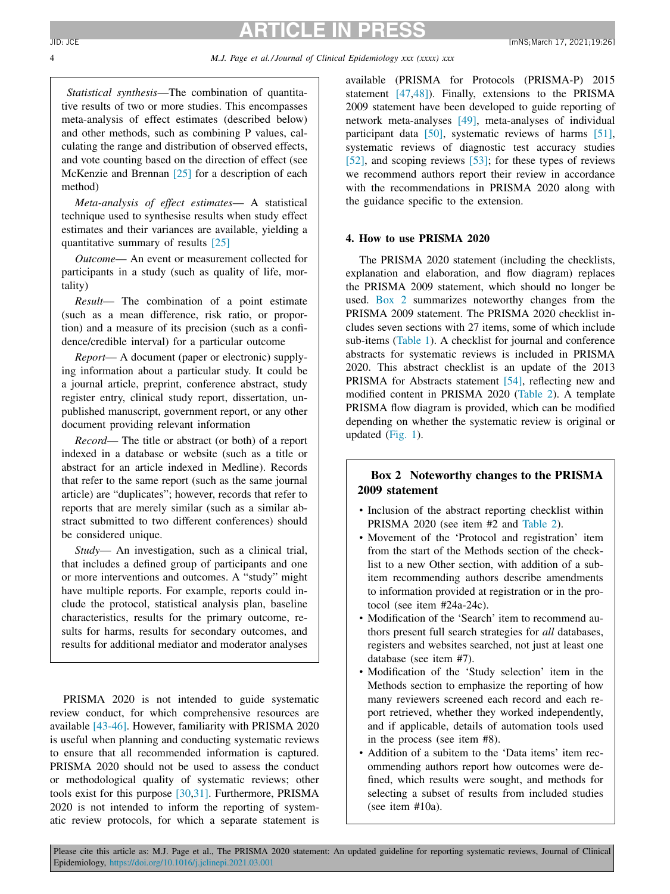*Statistical synthesis*—The combination of quantitative results of two or more studies. This encompasses meta-analysis of effect estimates (described below) and other methods, such as combining P values, calculating the range and distribution of observed effects, and vote counting based on the direction of effect (see McKenzie and Brennan [25] for a description of each method)

*Meta-analysis of effect estimates*— A statistical technique used to synthesise results when study effect estimates and their variances are available, yielding a quantitative summary of results [25]

*Outcome*— An event or measurement collected for participants in a study (such as quality of life, mortality)

*Result*— The combination of a point estimate (such as a mean difference, risk ratio, or proportion) and a measure of its precision (such as a confidence/credible interval) for a particular outcome

*Report*— A document (paper or electronic) supplying information about a particular study. It could be a journal article, preprint, conference abstract, study register entry, clinical study report, dissertation, unpublished manuscript, government report, or any other document providing relevant information

*Record*— The title or abstract (or both) of a report indexed in a database or website (such as a title or abstract for an article indexed in Medline). Records that refer to the same report (such as the same journal article) are "duplicates"; however, records that refer to reports that are merely similar (such as a similar abstract submitted to two different conferences) should be considered unique.

*Study*— An investigation, such as a clinical trial, that includes a defined group of participants and one or more interventions and outcomes. A "study" might have multiple reports. For example, reports could include the protocol, statistical analysis plan, baseline characteristics, results for the primary outcome, results for harms, results for secondary outcomes, and results for additional mediator and moderator analyses

PRISMA 2020 is not intended to guide systematic review conduct, for which comprehensive resources are available [43-46]. However, familiarity with PRISMA 2020 is useful when planning and conducting systematic reviews to ensure that all recommended information is captured. PRISMA 2020 should not be used to assess the conduct or methodological quality of systematic reviews; other tools exist for this purpose [30,31]. Furthermore, PRISMA 2020 is not intended to inform the reporting of systematic review protocols, for which a separate statement is available (PRISMA for Protocols (PRISMA-P) 2015 statement [47,48]). Finally, extensions to the PRISMA 2009 statement have been developed to guide reporting of network meta-analyses [49], meta-analyses of individual participant data [50], systematic reviews of harms [51], systematic reviews of diagnostic test accuracy studies [52], and scoping reviews [53]; for these types of reviews we recommend authors report their review in accordance with the recommendations in PRISMA 2020 along with the guidance specific to the extension.

## 4. How to use PRISMA 2020

The PRISMA 2020 statement (including the checklists, explanation and elaboration, and flow diagram) replaces the PRISMA 2009 statement, which should no longer be used. Box 2 summarizes noteworthy changes from the PRISMA 2009 statement. The PRISMA 2020 checklist includes seven sections with 27 items, some of which include sub-items (Table 1). A checklist for journal and conference abstracts for systematic reviews is included in PRISMA 2020. This abstract checklist is an update of the 2013 PRISMA for Abstracts statement [54], reflecting new and modified content in PRISMA 2020 (Table 2). A template PRISMA flow diagram is provided, which can be modified depending on whether the systematic review is original or updated (Fig. 1).

**Box 2 Noteworthy changes to the PRISMA 2009 statement**

- Inclusion of the abstract reporting checklist within PRISMA 2020 (see item #2 and Table 2).
- Movement of the 'Protocol and registration' item from the start of the Methods section of the checklist to a new Other section, with addition of a subitem recommending authors describe amendments to information provided at registration or in the protocol (see item #24a-24c).
- Modification of the 'Search' item to recommend authors present full search strategies for *all* databases, registers and websites searched, not just at least one database (see item #7).
- Modification of the 'Study selection' item in the Methods section to emphasize the reporting of how many reviewers screened each record and each report retrieved, whether they worked independently, and if applicable, details of automation tools used in the process (see item #8).
- Addition of a subitem to the 'Data items' item recommending authors report how outcomes were defined, which results were sought, and methods for selecting a subset of results from included studies (see item #10a).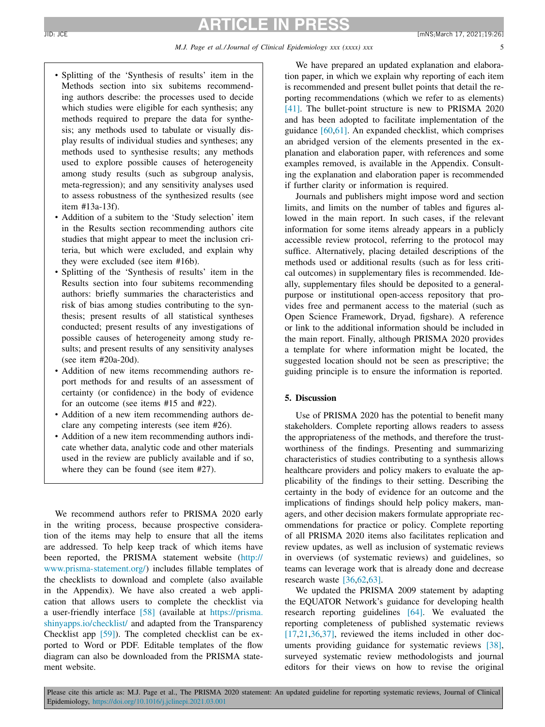- Splitting of the 'Synthesis of results' item in the Methods section into six subitems recommending authors describe: the processes used to decide which studies were eligible for each synthesis; any methods required to prepare the data for synthesis; any methods used to tabulate or visually display results of individual studies and syntheses; any methods used to synthesise results; any methods used to explore possible causes of heterogeneity among study results (such as subgroup analysis, meta-regression); and any sensitivity analyses used to assess robustness of the synthesized results (see item #13a-13f).
- Addition of a subitem to the 'Study selection' item in the Results section recommending authors cite studies that might appear to meet the inclusion criteria, but which were excluded, and explain why they were excluded (see item #16b).
- Splitting of the 'Synthesis of results' item in the Results section into four subitems recommending authors: briefly summaries the characteristics and risk of bias among studies contributing to the synthesis; present results of all statistical syntheses conducted; present results of any investigations of possible causes of heterogeneity among study results; and present results of any sensitivity analyses (see item #20a-20d).
- Addition of new items recommending authors report methods for and results of an assessment of certainty (or confidence) in the body of evidence for an outcome (see items #15 and #22).
- Addition of a new item recommending authors declare any competing interests (see item #26).
- Addition of a new item recommending authors indicate whether data, analytic code and other materials used in the review are publicly available and if so, where they can be found (see item #27).

We recommend authors refer to PRISMA 2020 early in the writing process, because prospective consideration of the items may help to ensure that all the items are addressed. To help keep track of which items have been reported, the PRISMA statement website (http://www.prisma-statement.org/) includes fillable templates of the checklists to download and complete (also available in the Appendix). We have also created a web application that allows users to complete the checklist via a user-friendly interface [58] (available at https://prisma.shinyapps.io/checklist/ and adapted from the Transparency Checklist app [59]). The completed checklist can be exported to Word or PDF. Editable templates of the flow diagram can also be downloaded from the PRISMA statement website.

We have prepared an updated explanation and elaboration paper, in which we explain why reporting of each item is recommended and present bullet points that detail the reporting recommendations (which we refer to as elements) [41]. The bullet-point structure is new to PRISMA 2020 and has been adopted to facilitate implementation of the guidance [60,61]. An expanded checklist, which comprises an abridged version of the elements presented in the explanation and elaboration paper, with references and some examples removed, is available in the Appendix. Consulting the explanation and elaboration paper is recommended if further clarity or information is required.

Journals and publishers might impose word and section limits, and limits on the number of tables and figures allowed in the main report. In such cases, if the relevant information for some items already appears in a publicly accessible review protocol, referring to the protocol may suffice. Alternatively, placing detailed descriptions of the methods used or additional results (such as for less critical outcomes) in supplementary files is recommended. Ideally, supplementary files should be deposited to a general-purpose or institutional open-access repository that provides free and permanent access to the material (such as Open Science Framework, Dryad, figshare). A reference or link to the additional information should be included in the main report. Finally, although PRISMA 2020 provides a template for where information might be located, the suggested location should not be seen as prescriptive; the guiding principle is to ensure the information is reported.

## 5. Discussion

Use of PRISMA 2020 has the potential to benefit many stakeholders. Complete reporting allows readers to assess the appropriateness of the methods, and therefore the trustworthiness of the findings. Presenting and summarizing characteristics of studies contributing to a synthesis allows healthcare providers and policy makers to evaluate the applicability of the findings to their setting. Describing the certainty in the body of evidence for an outcome and the implications of findings should help policy makers, managers, and other decision makers formulate appropriate recommendations for practice or policy. Complete reporting of all PRISMA 2020 items also facilitates replication and review updates, as well as inclusion of systematic reviews in overviews (of systematic reviews) and guidelines, so teams can leverage work that is already done and decrease research waste [36,62,63].

We updated the PRISMA 2009 statement by adapting the EQUATOR Network's guidance for developing health research reporting guidelines [64]. We evaluated the reporting completeness of published systematic reviews [17,21,36,37], reviewed the items included in other documents providing guidance for systematic reviews [38], surveyed systematic review methodologists and journal editors for their views on how to revise the original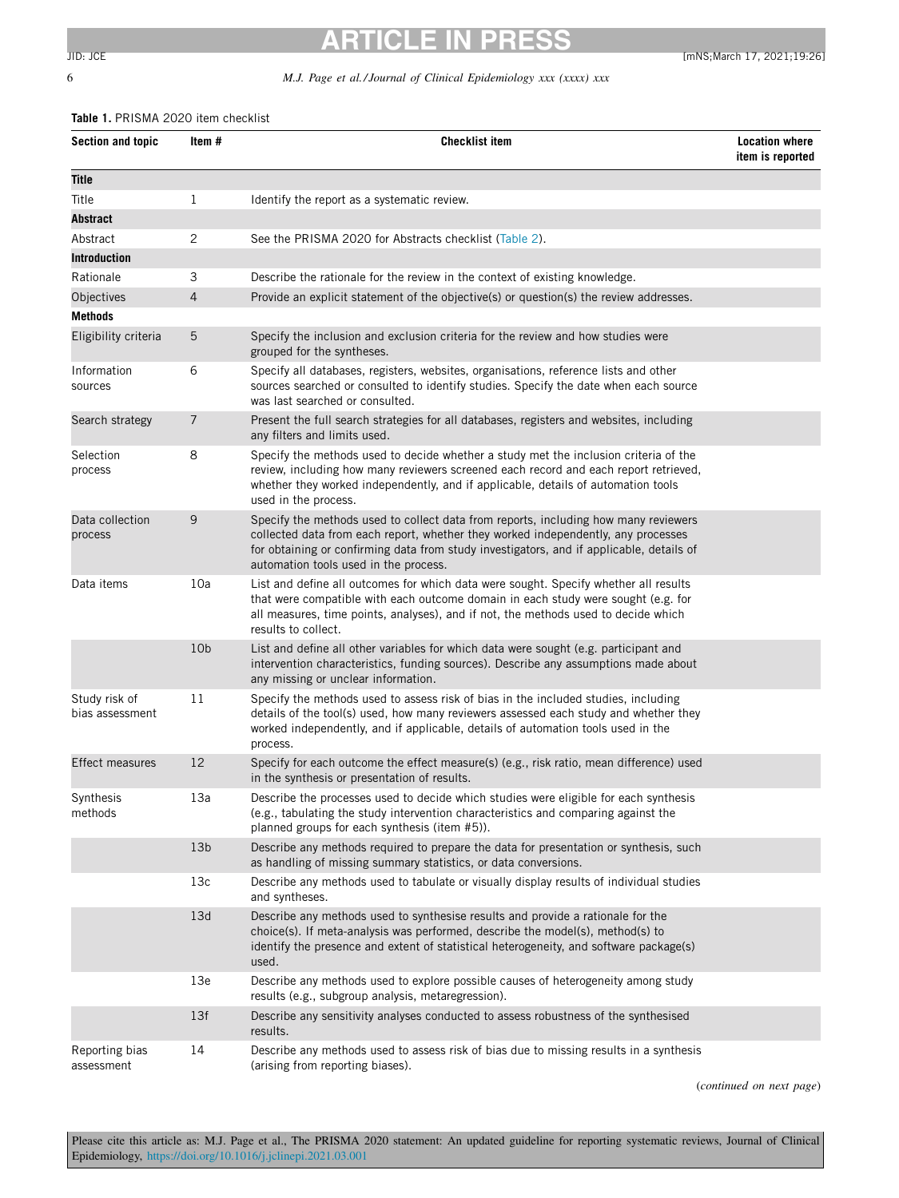**Table 1.** PRISMA 2020 item checklist

| Section and topic | Item # | Checklist item | Location where item is reported |
|---|---|---|---|
| **Title** | | | |
| Title | 1 | Identify the report as a systematic review. | |
| **Abstract** | | | |
| Abstract | 2 | See the PRISMA 2020 for Abstracts checklist (Table 2). | |
| **Introduction** | | | |
| Rationale | 3 | Describe the rationale for the review in the context of existing knowledge. | |
| Objectives | 4 | Provide an explicit statement of the objective(s) or question(s) the review addresses. | |
| **Methods** | | | |
| Eligibility criteria | 5 | Specify the inclusion and exclusion criteria for the review and how studies were grouped for the syntheses. | |
| Information sources | 6 | Specify all databases, registers, websites, organisations, reference lists and other sources searched or consulted to identify studies. Specify the date when each source was last searched or consulted. | |
| Search strategy | 7 | Present the full search strategies for all databases, registers and websites, including any filters and limits used. | |
| Selection process | 8 | Specify the methods used to decide whether a study met the inclusion criteria of the review, including how many reviewers screened each record and each report retrieved, whether they worked independently, and if applicable, details of automation tools used in the process. | |
| Data collection process | 9 | Specify the methods used to collect data from reports, including how many reviewers collected data from each report, whether they worked independently, any processes for obtaining or confirming data from study investigators, and if applicable, details of automation tools used in the process. | |
| Data items | 10a | List and define all outcomes for which data were sought. Specify whether all results that were compatible with each outcome domain in each study were sought (e.g. for all measures, time points, analyses), and if not, the methods used to decide which results to collect. | |
| | 10b | List and define all other variables for which data were sought (e.g. participant and intervention characteristics, funding sources). Describe any assumptions made about any missing or unclear information. | |
| Study risk of bias assessment | 11 | Specify the methods used to assess risk of bias in the included studies, including details of the tool(s) used, how many reviewers assessed each study and whether they worked independently, and if applicable, details of automation tools used in the process. | |
| Effect measures | 12 | Specify for each outcome the effect measure(s) (e.g., risk ratio, mean difference) used in the synthesis or presentation of results. | |
| Synthesis methods | 13a | Describe the processes used to decide which studies were eligible for each synthesis (e.g., tabulating the study intervention characteristics and comparing against the planned groups for each synthesis (item #5)). | |
| | 13b | Describe any methods required to prepare the data for presentation or synthesis, such as handling of missing summary statistics, or data conversions. | |
| | 13c | Describe any methods used to tabulate or visually display results of individual studies and syntheses. | |
| | 13d | Describe any methods used to synthesise results and provide a rationale for the choice(s). If meta-analysis was performed, describe the model(s), method(s) to identify the presence and extent of statistical heterogeneity, and software package(s) used. | |
| | 13e | Describe any methods used to explore possible causes of heterogeneity among study results (e.g., subgroup analysis, metaregression). | |
| | 13f | Describe any sensitivity analyses conducted to assess robustness of the synthesised results. | |
| Reporting bias assessment | 14 | Describe any methods used to assess risk of bias due to missing results in a synthesis (arising from reporting biases). | |

(*continued on next page*)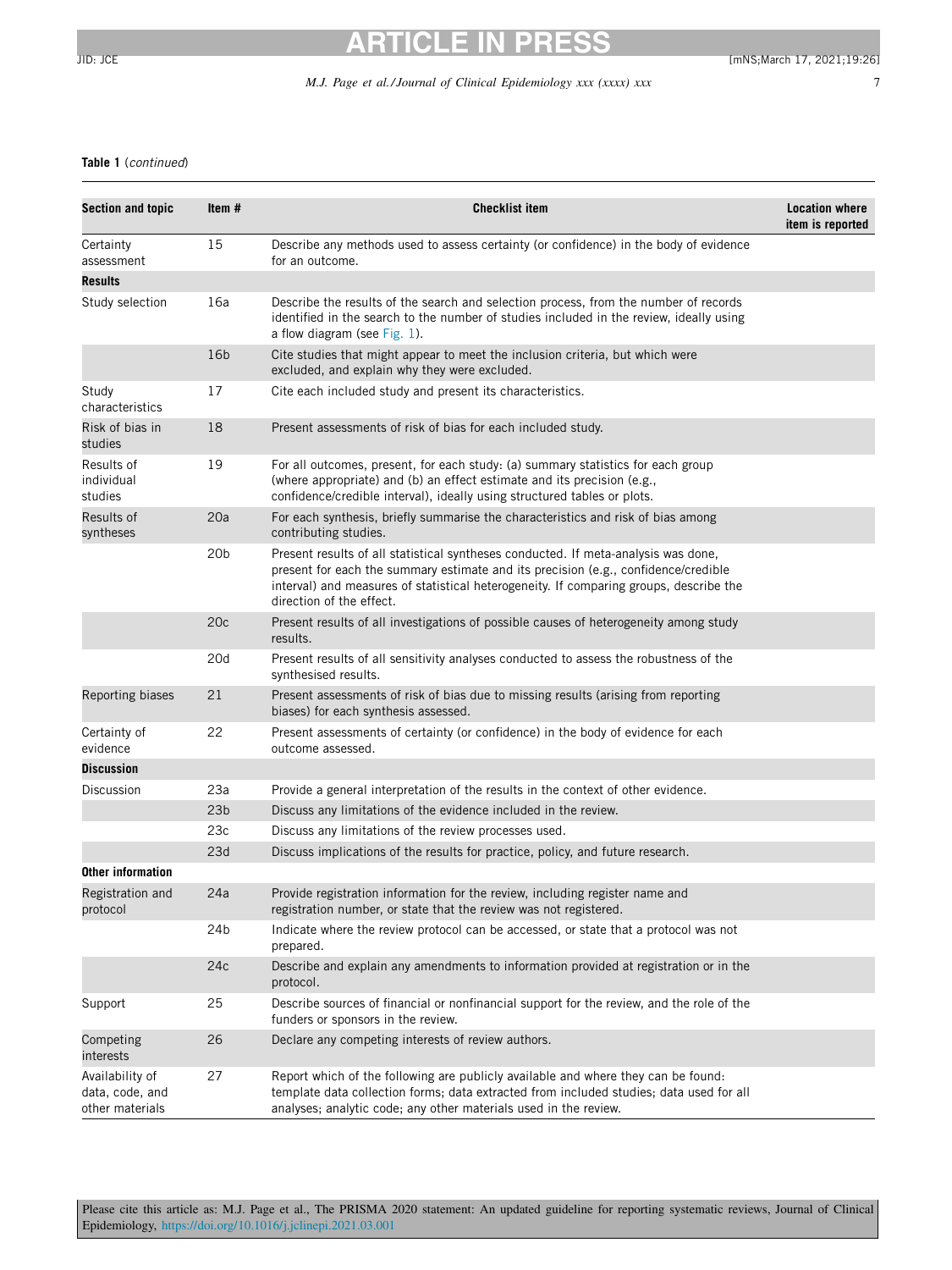**Table 1** (*continued*)

| Section and topic | Item # | Checklist item | Location where item is reported |
|---|---|---|---|
| Certainty assessment | 15 | Describe any methods used to assess certainty (or confidence) in the body of evidence for an outcome. | |
| **Results** | | | |
| Study selection | 16a | Describe the results of the search and selection process, from the number of records identified in the search to the number of studies included in the review, ideally using a flow diagram (see Fig. 1). | |
| | 16b | Cite studies that might appear to meet the inclusion criteria, but which were excluded, and explain why they were excluded. | |
| Study characteristics | 17 | Cite each included study and present its characteristics. | |
| Risk of bias in studies | 18 | Present assessments of risk of bias for each included study. | |
| Results of individual studies | 19 | For all outcomes, present, for each study: (a) summary statistics for each group (where appropriate) and (b) an effect estimate and its precision (e.g., confidence/credible interval), ideally using structured tables or plots. | |
| Results of syntheses | 20a | For each synthesis, briefly summarise the characteristics and risk of bias among contributing studies. | |
| | 20b | Present results of all statistical syntheses conducted. If meta-analysis was done, present for each the summary estimate and its precision (e.g., confidence/credible interval) and measures of statistical heterogeneity. If comparing groups, describe the direction of the effect. | |
| | 20c | Present results of all investigations of possible causes of heterogeneity among study results. | |
| | 20d | Present results of all sensitivity analyses conducted to assess the robustness of the synthesised results. | |
| Reporting biases | 21 | Present assessments of risk of bias due to missing results (arising from reporting biases) for each synthesis assessed. | |
| Certainty of evidence | 22 | Present assessments of certainty (or confidence) in the body of evidence for each outcome assessed. | |
| **Discussion** | | | |
| Discussion | 23a | Provide a general interpretation of the results in the context of other evidence. | |
| | 23b | Discuss any limitations of the evidence included in the review. | |
| | 23c | Discuss any limitations of the review processes used. | |
| | 23d | Discuss implications of the results for practice, policy, and future research. | |
| **Other information** | | | |
| Registration and protocol | 24a | Provide registration information for the review, including register name and registration number, or state that the review was not registered. | |
| | 24b | Indicate where the review protocol can be accessed, or state that a protocol was not prepared. | |
| | 24c | Describe and explain any amendments to information provided at registration or in the protocol. | |
| Support | 25 | Describe sources of financial or nonfinancial support for the review, and the role of the funders or sponsors in the review. | |
| Competing interests | 26 | Declare any competing interests of review authors. | |
| Availability of data, code, and other materials | 27 | Report which of the following are publicly available and where they can be found: template data collection forms; data extracted from included studies; data used for all analyses; analytic code; any other materials used in the review. | |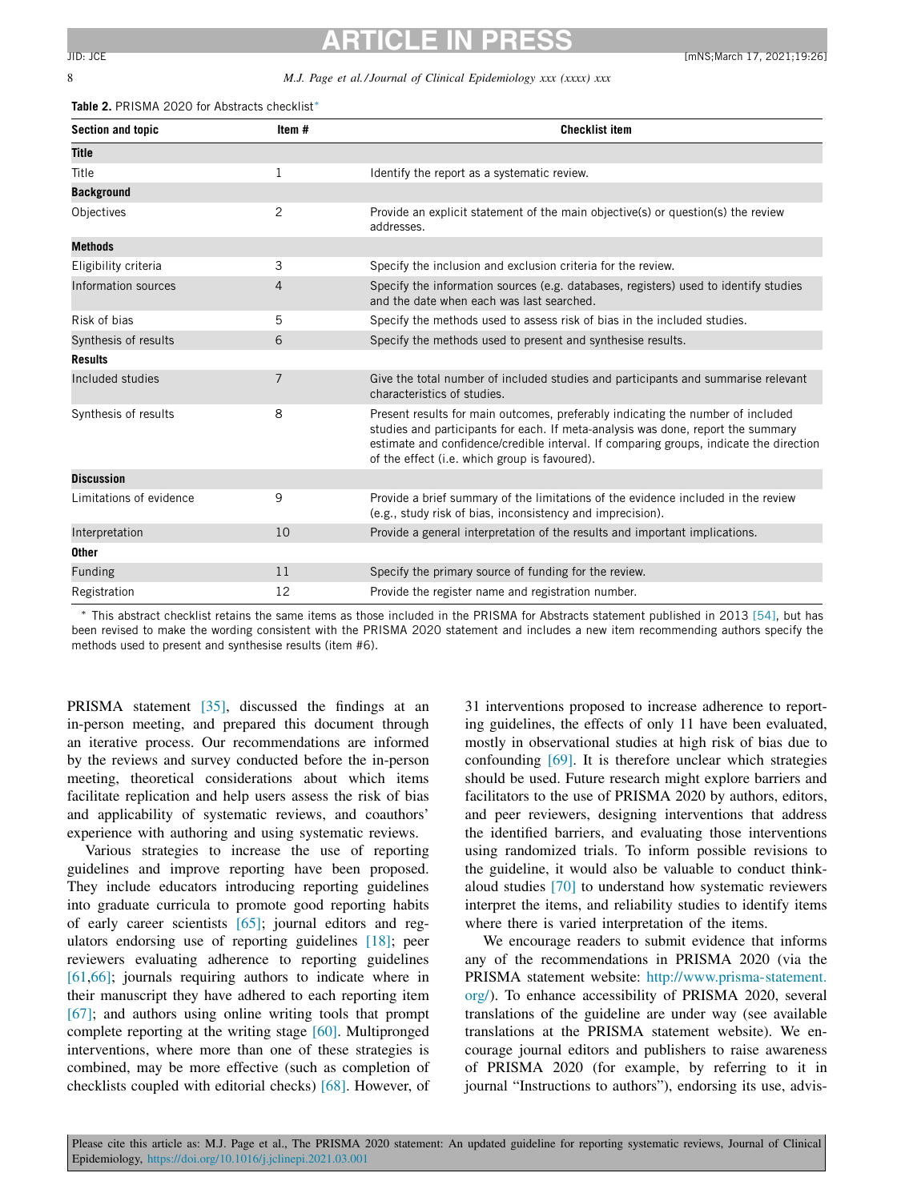**Table 2.** PRISMA 2020 for Abstracts checklist*

| Section and topic | Item # | Checklist item |
|---|---|---|
| **Title** | | |
| Title | 1 | Identify the report as a systematic review. |
| **Background** | | |
| Objectives | 2 | Provide an explicit statement of the main objective(s) or question(s) the review addresses. |
| **Methods** | | |
| Eligibility criteria | 3 | Specify the inclusion and exclusion criteria for the review. |
| Information sources | 4 | Specify the information sources (e.g. databases, registers) used to identify studies and the date when each was last searched. |
| Risk of bias | 5 | Specify the methods used to assess risk of bias in the included studies. |
| Synthesis of results | 6 | Specify the methods used to present and synthesise results. |
| **Results** | | |
| Included studies | 7 | Give the total number of included studies and participants and summarise relevant characteristics of studies. |
| Synthesis of results | 8 | Present results for main outcomes, preferably indicating the number of included studies and participants for each. If meta-analysis was done, report the summary estimate and confidence/credible interval. If comparing groups, indicate the direction of the effect (i.e. which group is favoured). |
| **Discussion** | | |
| Limitations of evidence | 9 | Provide a brief summary of the limitations of the evidence included in the review (e.g., study risk of bias, inconsistency and imprecision). |
| Interpretation | 10 | Provide a general interpretation of the results and important implications. |
| **Other** | | |
| Funding | 11 | Specify the primary source of funding for the review. |
| Registration | 12 | Provide the register name and registration number. |

* This abstract checklist retains the same items as those included in the PRISMA for Abstracts statement published in 2013 [54], but has been revised to make the wording consistent with the PRISMA 2020 statement and includes a new item recommending authors specify the methods used to present and synthesise results (item #6).

PRISMA statement [35], discussed the findings at an in-person meeting, and prepared this document through an iterative process. Our recommendations are informed by the reviews and survey conducted before the in-person meeting, theoretical considerations about which items facilitate replication and help users assess the risk of bias and applicability of systematic reviews, and coauthors' experience with authoring and using systematic reviews.

Various strategies to increase the use of reporting guidelines and improve reporting have been proposed. They include educators introducing reporting guidelines into graduate curricula to promote good reporting habits of early career scientists [65]; journal editors and regulators endorsing use of reporting guidelines [18]; peer reviewers evaluating adherence to reporting guidelines [61,66]; journals requiring authors to indicate where in their manuscript they have adhered to each reporting item [67]; and authors using online writing tools that prompt complete reporting at the writing stage [60]. Multipronged interventions, where more than one of these strategies is combined, may be more effective (such as completion of checklists coupled with editorial checks) [68]. However, of 31 interventions proposed to increase adherence to reporting guidelines, the effects of only 11 have been evaluated, mostly in observational studies at high risk of bias due to confounding [69]. It is therefore unclear which strategies should be used. Future research might explore barriers and facilitators to the use of PRISMA 2020 by authors, editors, and peer reviewers, designing interventions that address the identified barriers, and evaluating those interventions using randomized trials. To inform possible revisions to the guideline, it would also be valuable to conduct think-aloud studies [70] to understand how systematic reviewers interpret the items, and reliability studies to identify items where there is varied interpretation of the items.

We encourage readers to submit evidence that informs any of the recommendations in PRISMA 2020 (via the PRISMA statement website: http://www.prisma-statement.org/). To enhance accessibility of PRISMA 2020, several translations of the guideline are under way (see available translations at the PRISMA statement website). We encourage journal editors and publishers to raise awareness of PRISMA 2020 (for example, by referring to it in journal "Instructions to authors"), endorsing its use, advis-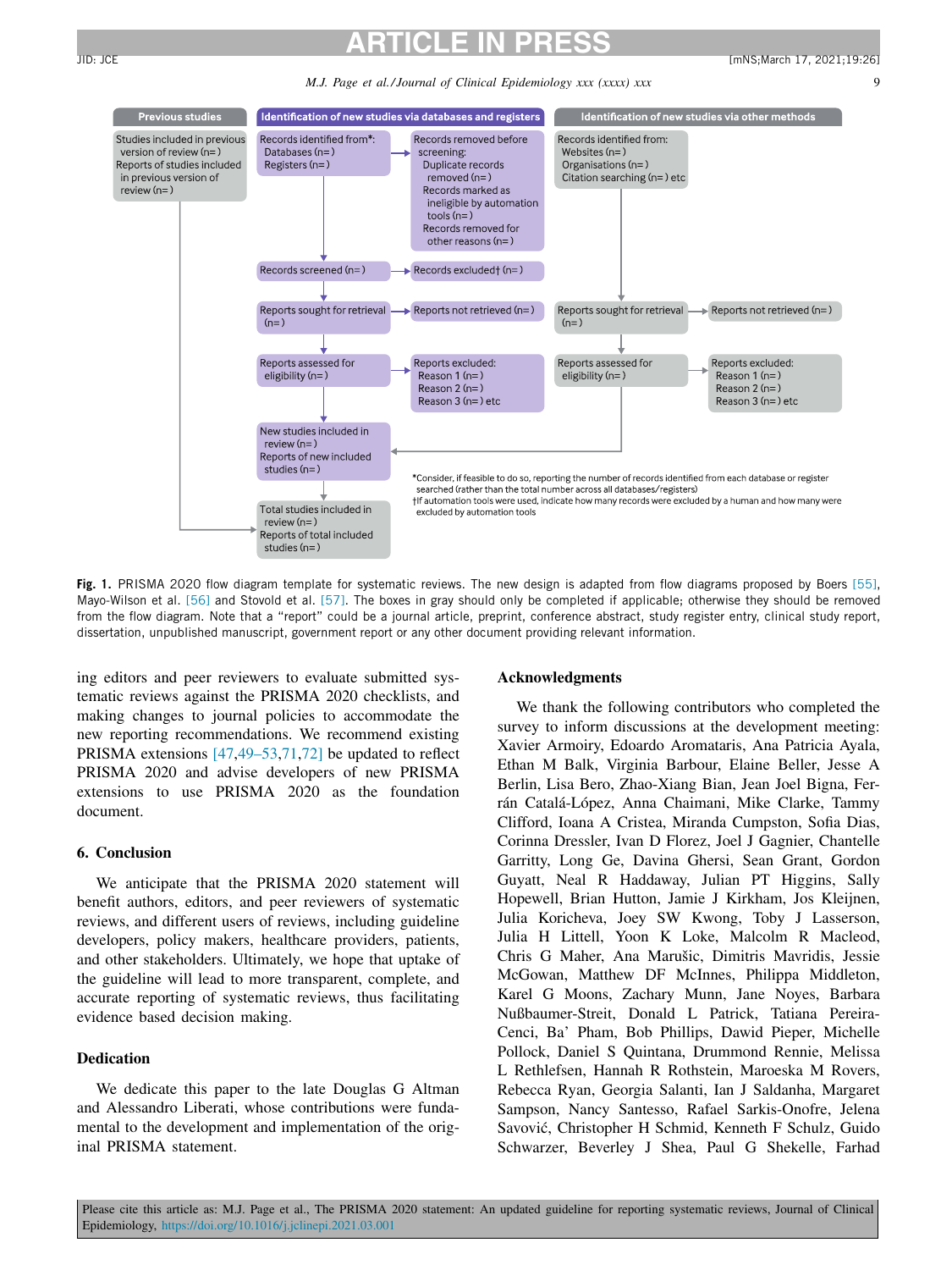**Previous studies**

Studies included in previous version of review (n=)
Reports of studies included in previous version of review (n=)

**Identification of new studies via databases and registers**

Records identified from*:
Databases (n=)
Registers (n=)

Records removed before screening:
Duplicate records removed (n=)
Records marked as ineligible by automation tools (n=)
Records removed for other reasons (n=)

Records screened (n=) → Records excluded† (n=)

Reports sought for retrieval (n=) → Reports not retrieved (n=)

Reports assessed for eligibility (n=) → Reports excluded: Reason 1 (n=) Reason 2 (n=) Reason 3 (n=) etc

New studies included in review (n=)
Reports of new included studies (n=)

Total studies included in review (n=)
Reports of total included studies (n=)

**Identification of new studies via other methods**

Records identified from:
Websites (n=)
Organisations (n=)
Citation searching (n=) etc

Reports sought for retrieval (n=) → Reports not retrieved (n=)

Reports assessed for eligibility (n=) → Reports excluded: Reason 1 (n=) Reason 2 (n=) Reason 3 (n=) etc

*Consider, if feasible to do so, reporting the number of records identified from each database or register searched (rather than the total number across all databases/registers)
†If automation tools were used, indicate how many records were excluded by a human and how many were excluded by automation tools

**Fig. 1.** PRISMA 2020 flow diagram template for systematic reviews. The new design is adapted from flow diagrams proposed by Boers [55], Mayo-Wilson et al. [56] and Stovold et al. [57]. The boxes in gray should only be completed if applicable; otherwise they should be removed from the flow diagram. Note that a "report" could be a journal article, preprint, conference abstract, study register entry, clinical study report, dissertation, unpublished manuscript, government report or any other document providing relevant information.

ing editors and peer reviewers to evaluate submitted systematic reviews against the PRISMA 2020 checklists, and making changes to journal policies to accommodate the new reporting recommendations. We recommend existing PRISMA extensions [47,49–53,71,72] be updated to reflect PRISMA 2020 and advise developers of new PRISMA extensions to use PRISMA 2020 as the foundation document.

## 6. Conclusion

We anticipate that the PRISMA 2020 statement will benefit authors, editors, and peer reviewers of systematic reviews, and different users of reviews, including guideline developers, policy makers, healthcare providers, patients, and other stakeholders. Ultimately, we hope that uptake of the guideline will lead to more transparent, complete, and accurate reporting of systematic reviews, thus facilitating evidence based decision making.

## Dedication

We dedicate this paper to the late Douglas G Altman and Alessandro Liberati, whose contributions were fundamental to the development and implementation of the original PRISMA statement.

## Acknowledgments

We thank the following contributors who completed the survey to inform discussions at the development meeting: Xavier Armoiry, Edoardo Aromataris, Ana Patricia Ayala, Ethan M Balk, Virginia Barbour, Elaine Beller, Jesse A Berlin, Lisa Bero, Zhao-Xiang Bian, Jean Joel Bigna, Ferrán Catalá-López, Anna Chaimani, Mike Clarke, Tammy Clifford, Ioana A Cristea, Miranda Cumpston, Sofia Dias, Corinna Dressler, Ivan D Florez, Joel J Gagnier, Chantelle Garritty, Long Ge, Davina Ghersi, Sean Grant, Gordon Guyatt, Neal R Haddaway, Julian PT Higgins, Sally Hopewell, Brian Hutton, Jamie J Kirkham, Jos Kleijnen, Julia Koricheva, Joey SW Kwong, Toby J Lasserson, Julia H Littell, Yoon K Loke, Malcolm R Macleod, Chris G Maher, Ana Marušic, Dimitris Mavridis, Jessie McGowan, Matthew DF McInnes, Philippa Middleton, Karel G Moons, Zachary Munn, Jane Noyes, Barbara Nußbaumer-Streit, Donald L Patrick, Tatiana Pereira-Cenci, Ba' Pham, Bob Phillips, Dawid Pieper, Michelle Pollock, Daniel S Quintana, Drummond Rennie, Melissa L Rethlefsen, Hannah R Rothstein, Maroeska M Rovers, Rebecca Ryan, Georgia Salanti, Ian J Saldanha, Margaret Sampson, Nancy Santesso, Rafael Sarkis-Onofre, Jelena Savović, Christopher H Schmid, Kenneth F Schulz, Guido Schwarzer, Beverley J Shea, Paul G Shekelle, Farhad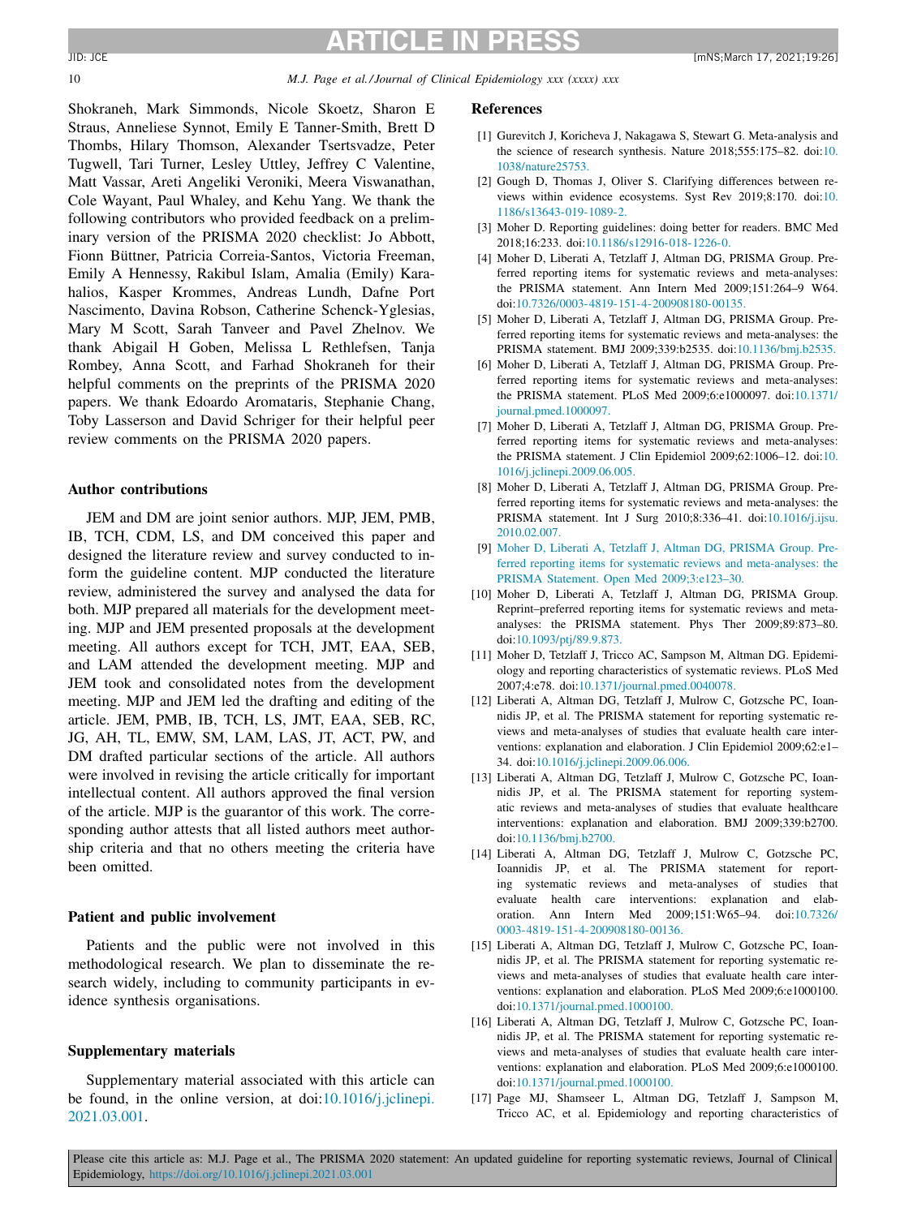Shokraneh, Mark Simmonds, Nicole Skoetz, Sharon E Straus, Anneliese Synnot, Emily E Tanner-Smith, Brett D Thombs, Hilary Thomson, Alexander Tsertsvadze, Peter Tugwell, Tari Turner, Lesley Uttley, Jeffrey C Valentine, Matt Vassar, Areti Angeliki Veroniki, Meera Viswanathan, Cole Wayant, Paul Whaley, and Kehu Yang. We thank the following contributors who provided feedback on a preliminary version of the PRISMA 2020 checklist: Jo Abbott, Fionn Büttner, Patricia Correia-Santos, Victoria Freeman, Emily A Hennessy, Rakibul Islam, Amalia (Emily) Karahalios, Kasper Krommes, Andreas Lundh, Dafne Port Nascimento, Davina Robson, Catherine Schenck-Yglesias, Mary M Scott, Sarah Tanveer and Pavel Zhelnov. We thank Abigail H Goben, Melissa L Rethlefsen, Tanja Rombey, Anna Scott, and Farhad Shokraneh for their helpful comments on the preprints of the PRISMA 2020 papers. We thank Edoardo Aromataris, Stephanie Chang, Toby Lasserson and David Schriger for their helpful peer review comments on the PRISMA 2020 papers.

## Author contributions

JEM and DM are joint senior authors. MJP, JEM, PMB, IB, TCH, CDM, LS, and DM conceived this paper and designed the literature review and survey conducted to inform the guideline content. MJP conducted the literature review, administered the survey and analysed the data for both. MJP prepared all materials for the development meeting. MJP and JEM presented proposals at the development meeting. All authors except for TCH, JMT, EAA, SEB, and LAM attended the development meeting. MJP and JEM took and consolidated notes from the development meeting. MJP and JEM led the drafting and editing of the article. JEM, PMB, IB, TCH, LS, JMT, EAA, SEB, RC, JG, AH, TL, EMW, SM, LAM, LAS, JT, ACT, PW, and DM drafted particular sections of the article. All authors were involved in revising the article critically for important intellectual content. All authors approved the final version of the article. MJP is the guarantor of this work. The corresponding author attests that all listed authors meet authorship criteria and that no others meeting the criteria have been omitted.

## Patient and public involvement

Patients and the public were not involved in this methodological research. We plan to disseminate the research widely, including to community participants in evidence synthesis organisations.

## Supplementary materials

Supplementary material associated with this article can be found, in the online version, at doi:10.1016/j.jclinepi.2021.03.001.

## References

[1] Gurevitch J, Koricheva J, Nakagawa S, Stewart G. Meta-analysis and the science of research synthesis. Nature 2018;555:175–82. doi:10.1038/nature25753.

[2] Gough D, Thomas J, Oliver S. Clarifying differences between reviews within evidence ecosystems. Syst Rev 2019;8:170. doi:10.1186/s13643-019-1089-2.

[3] Moher D. Reporting guidelines: doing better for readers. BMC Med 2018;16:233. doi:10.1186/s12916-018-1226-0.

[4] Moher D, Liberati A, Tetzlaff J, Altman DG, PRISMA Group. Preferred reporting items for systematic reviews and meta-analyses: the PRISMA statement. Ann Intern Med 2009;151:264–9 W64. doi:10.7326/0003-4819-151-4-200908180-00135.

[5] Moher D, Liberati A, Tetzlaff J, Altman DG, PRISMA Group. Preferred reporting items for systematic reviews and meta-analyses: the PRISMA statement. BMJ 2009;339:b2535. doi:10.1136/bmj.b2535.

[6] Moher D, Liberati A, Tetzlaff J, Altman DG, PRISMA Group. Preferred reporting items for systematic reviews and meta-analyses: the PRISMA statement. PLoS Med 2009;6:e1000097. doi:10.1371/journal.pmed.1000097.

[7] Moher D, Liberati A, Tetzlaff J, Altman DG, PRISMA Group. Preferred reporting items for systematic reviews and meta-analyses: the PRISMA statement. J Clin Epidemiol 2009;62:1006–12. doi:10.1016/j.jclinepi.2009.06.005.

[8] Moher D, Liberati A, Tetzlaff J, Altman DG, PRISMA Group. Preferred reporting items for systematic reviews and meta-analyses: the PRISMA statement. Int J Surg 2010;8:336–41. doi:10.1016/j.ijsu.2010.02.007.

[9] Moher D, Liberati A, Tetzlaff J, Altman DG, PRISMA Group. Preferred reporting items for systematic reviews and meta-analyses: the PRISMA Statement. Open Med 2009;3:e123–30.

[10] Moher D, Liberati A, Tetzlaff J, Altman DG, PRISMA Group. Reprint–preferred reporting items for systematic reviews and meta-analyses: the PRISMA statement. Phys Ther 2009;89:873–80. doi:10.1093/ptj/89.9.873.

[11] Moher D, Tetzlaff J, Tricco AC, Sampson M, Altman DG. Epidemiology and reporting characteristics of systematic reviews. PLoS Med 2007;4:e78. doi:10.1371/journal.pmed.0040078.

[12] Liberati A, Altman DG, Tetzlaff J, Mulrow C, Gotzsche PC, Ioannidis JP, et al. The PRISMA statement for reporting systematic reviews and meta-analyses of studies that evaluate health care interventions: explanation and elaboration. J Clin Epidemiol 2009;62:e1–34. doi:10.1016/j.jclinepi.2009.06.006.

[13] Liberati A, Altman DG, Tetzlaff J, Mulrow C, Gotzsche PC, Ioannidis JP, et al. The PRISMA statement for reporting systematic reviews and meta-analyses of studies that evaluate healthcare interventions: explanation and elaboration. BMJ 2009;339:b2700. doi:10.1136/bmj.b2700.

[14] Liberati A, Altman DG, Tetzlaff J, Mulrow C, Gotzsche PC, Ioannidis JP, et al. The PRISMA statement for reporting systematic reviews and meta-analyses of studies that evaluate health care interventions: explanation and elaboration. Ann Intern Med 2009;151:W65–94. doi:10.7326/0003-4819-151-4-200908180-00136.

[15] Liberati A, Altman DG, Tetzlaff J, Mulrow C, Gotzsche PC, Ioannidis JP, et al. The PRISMA statement for reporting systematic reviews and meta-analyses of studies that evaluate health care interventions: explanation and elaboration. PLoS Med 2009;6:e1000100. doi:10.1371/journal.pmed.1000100.

[16] Liberati A, Altman DG, Tetzlaff J, Mulrow C, Gotzsche PC, Ioannidis JP, et al. The PRISMA statement for reporting systematic reviews and meta-analyses of studies that evaluate health care interventions: explanation and elaboration. PLoS Med 2009;6:e1000100. doi:10.1371/journal.pmed.1000100.

[17] Page MJ, Shamseer L, Altman DG, Tetzlaff J, Sampson M, Tricco AC, et al. Epidemiology and reporting characteristics of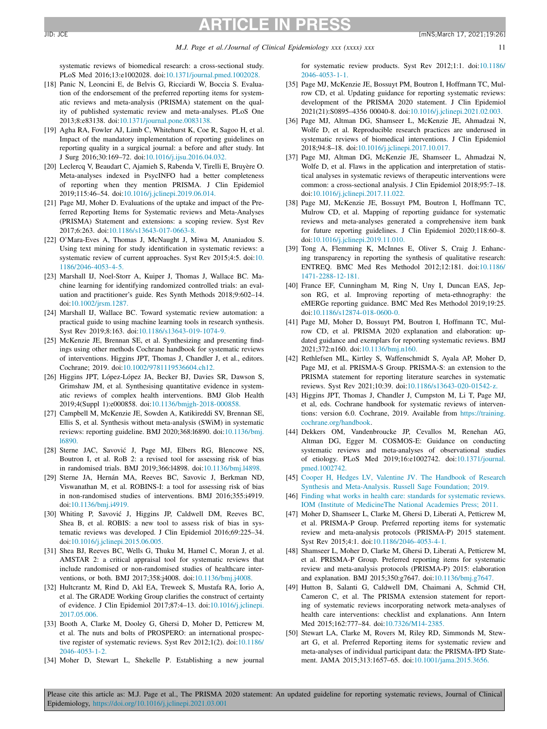systematic reviews of biomedical research: a cross-sectional study. PLoS Med 2016;13:e1002028. doi:10.1371/journal.pmed.1002028.

[18] Panic N, Leoncini E, de Belvis G, Ricciardi W, Boccia S. Evaluation of the endorsement of the preferred reporting items for systematic reviews and meta-analysis (PRISMA) statement on the quality of published systematic review and meta-analyses. PLoS One 2013;8:e83138. doi:10.1371/journal.pone.0083138.

[19] Agha RA, Fowler AJ, Limb C, Whitehurst K, Coe R, Sagoo H, et al. Impact of the mandatory implementation of reporting guidelines on reporting quality in a surgical journal: a before and after study. Int J Surg 2016;30:169–72. doi:10.1016/j.ijsu.2016.04.032.

[20] Leclercq V, Beaudart C, Ajamieh S, Rabenda V, Tirelli E, Bruyère O. Meta-analyses indexed in PsycINFO had a better completeness of reporting when they mention PRISMA. J Clin Epidemiol 2019;115:46–54. doi:10.1016/j.jclinepi.2019.06.014.

[21] Page MJ, Moher D. Evaluations of the uptake and impact of the Preferred Reporting Items for Systematic reviews and Meta-Analyses (PRISMA) Statement and extensions: a scoping review. Syst Rev 2017;6:263. doi:10.1186/s13643-017-0663-8.

[22] O'Mara-Eves A, Thomas J, McNaught J, Miwa M, Ananiadou S. Using text mining for study identification in systematic reviews: a systematic review of current approaches. Syst Rev 2015;4:5. doi:10.1186/2046-4053-4-5.

[23] Marshall IJ, Noel-Storr A, Kuiper J, Thomas J, Wallace BC. Machine learning for identifying randomized controlled trials: an evaluation and practitioner's guide. Res Synth Methods 2018;9:602–14. doi:10.1002/jrsm.1287.

[24] Marshall IJ, Wallace BC. Toward systematic review automation: a practical guide to using machine learning tools in research synthesis. Syst Rev 2019;8:163. doi:10.1186/s13643-019-1074-9.

[25] McKenzie JE, Brennan SE, et al. Synthesizing and presenting findings using other methods Cochrane handbook for systematic reviews of interventions. Higgins JPT, Thomas J, Chandler J, et al., editors. Cochrane; 2019. doi:10.1002/9781119536604.ch12.

[26] Higgins JPT, López-López JA, Becker BJ, Davies SR, Dawson S, Grimshaw JM, et al. Synthesising quantitative evidence in systematic reviews of complex health interventions. BMJ Glob Health 2019;4(Suppl 1):e000858. doi:10.1136/bmjgh-2018-000858.

[27] Campbell M, McKenzie JE, Sowden A, Katikireddi SV, Brennan SE, Ellis S, et al. Synthesis without meta-analysis (SWiM) in systematic reviews: reporting guideline. BMJ 2020;368:l6890. doi:10.1136/bmj.l6890.

[28] Sterne JAC, Savović J, Page MJ, Elbers RG, Blencowe NS, Boutron I, et al. RoB 2: a revised tool for assessing risk of bias in randomised trials. BMJ 2019;366:l4898. doi:10.1136/bmj.l4898.

[29] Sterne JA, Hernán MA, Reeves BC, Savovic J, Berkman ND, Viswanathan M, et al. ROBINS-I: a tool for assessing risk of bias in non-randomised studies of interventions. BMJ 2016;355:i4919. doi:10.1136/bmj.i4919.

[30] Whiting P, Savović J, Higgins JP, Caldwell DM, Reeves BC, Shea B, et al. ROBIS: a new tool to assess risk of bias in systematic reviews was developed. J Clin Epidemiol 2016;69:225–34. doi:10.1016/j.jclinepi.2015.06.005.

[31] Shea BJ, Reeves BC, Wells G, Thuku M, Hamel C, Moran J, et al. AMSTAR 2: a critical appraisal tool for systematic reviews that include randomised or non-randomised studies of healthcare interventions, or both. BMJ 2017;358:j4008. doi:10.1136/bmj.j4008.

[32] Hultcrantz M, Rind D, Akl EA, Treweek S, Mustafa RA, Iorio A, et al. The GRADE Working Group clarifies the construct of certainty of evidence. J Clin Epidemiol 2017;87:4–13. doi:10.1016/j.jclinepi.2017.05.006.

[33] Booth A, Clarke M, Dooley G, Ghersi D, Moher D, Petticrew M, et al. The nuts and bolts of PROSPERO: an international prospective register of systematic reviews. Syst Rev 2012;1(2). doi:10.1186/2046-4053-1-2.

[34] Moher D, Stewart L, Shekelle P. Establishing a new journal for systematic review products. Syst Rev 2012;1:1. doi:10.1186/2046-4053-1-1.

[35] Page MJ, McKenzie JE, Bossuyt PM, Boutron I, Hoffmann TC, Mulrow CD, et al. Updating guidance for reporting systematic reviews: development of the PRISMA 2020 statement. J Clin Epidemiol 2021(21):S0895–4356 00040-8. doi:10.1016/j.jclinepi.2021.02.003.

[36] Page MJ, Altman DG, Shamseer L, McKenzie JE, Ahmadzai N, Wolfe D, et al. Reproducible research practices are underused in systematic reviews of biomedical interventions. J Clin Epidemiol 2018;94:8–18. doi:10.1016/j.jclinepi.2017.10.017.

[37] Page MJ, Altman DG, McKenzie JE, Shamseer L, Ahmadzai N, Wolfe D, et al. Flaws in the application and interpretation of statistical analyses in systematic reviews of therapeutic interventions were common: a cross-sectional analysis. J Clin Epidemiol 2018;95:7–18. doi:10.1016/j.jclinepi.2017.11.022.

[38] Page MJ, McKenzie JE, Bossuyt PM, Boutron I, Hoffmann TC, Mulrow CD, et al. Mapping of reporting guidance for systematic reviews and meta-analyses generated a comprehensive item bank for future reporting guidelines. J Clin Epidemiol 2020;118:60–8. doi:10.1016/j.jclinepi.2019.11.010.

[39] Tong A, Flemming K, McInnes E, Oliver S, Craig J. Enhancing transparency in reporting the synthesis of qualitative research: ENTREQ. BMC Med Res Methodol 2012;12:181. doi:10.1186/1471-2288-12-181.

[40] France EF, Cunningham M, Ring N, Uny I, Duncan EAS, Jepson RG, et al. Improving reporting of meta-ethnography: the eMERGe reporting guidance. BMC Med Res Methodol 2019;19:25. doi:10.1186/s12874-018-0600-0.

[41] Page MJ, Moher D, Bossuyt PM, Boutron I, Hoffmann TC, Mulrow CD, et al. PRISMA 2020 explanation and elaboration: updated guidance and exemplars for reporting systematic reviews. BMJ 2021;372:n160. doi:10.1136/bmj.n160.

[42] Rethlefsen ML, Kirtley S, Waffenschmidt S, Ayala AP, Moher D, Page MJ, et al. PRISMA-S Group. PRISMA-S: an extension to the PRISMA statement for reporting literature searches in systematic reviews. Syst Rev 2021;10:39. doi:10.1186/s13643-020-01542-z.

[43] Higgins JPT, Thomas J, Chandler J, Cumpston M, Li T, Page MJ, et al, eds. Cochrane handbook for systematic reviews of interventions: version 6.0. Cochrane, 2019. Available from https://training.cochrane.org/handbook.

[44] Dekkers OM, Vandenbroucke JP, Cevallos M, Renehan AG, Altman DG, Egger M. COSMOS-E: Guidance on conducting systematic reviews and meta-analyses of observational studies of etiology. PLoS Med 2019;16:e1002742. doi:10.1371/journal.pmed.1002742.

[45] Cooper H, Hedges LV, Valentine JV. The Handbook of Research Synthesis and Meta-Analysis. Russell Sage Foundation; 2019.

[46] Finding what works in health care: standards for systematic reviews. IOM (Institute of MedicineThe National Academies Press; 2011.

[47] Moher D, Shamseer L, Clarke M, Ghersi D, Liberati A, Petticrew M, et al. PRISMA-P Group. Preferred reporting items for systematic review and meta-analysis protocols (PRISMA-P) 2015 statement. Syst Rev 2015;4:1. doi:10.1186/2046-4053-4-1.

[48] Shamseer L, Moher D, Clarke M, Ghersi D, Liberati A, Petticrew M, et al. PRISMA-P Group. Preferred reporting items for systematic review and meta-analysis protocols (PRISMA-P) 2015: elaboration and explanation. BMJ 2015;350:g7647. doi:10.1136/bmj.g7647.

[49] Hutton B, Salanti G, Caldwell DM, Chaimani A, Schmid CH, Cameron C, et al. The PRISMA extension statement for reporting of systematic reviews incorporating network meta-analyses of health care interventions: checklist and explanations. Ann Intern Med 2015;162:777–84. doi:10.7326/M14-2385.

[50] Stewart LA, Clarke M, Rovers M, Riley RD, Simmonds M, Stewart G, et al. Preferred Reporting items for systematic review and meta-analyses of individual participant data: the PRISMA-IPD Statement. JAMA 2015;313:1657–65. doi:10.1001/jama.2015.3656.

Please cite this article as: M.J. Page et al., The PRISMA 2020 statement: An updated guideline for reporting systematic reviews, Journal of Clinical Epidemiology, https://doi.org/10.1016/j.jclinepi.2021.03.001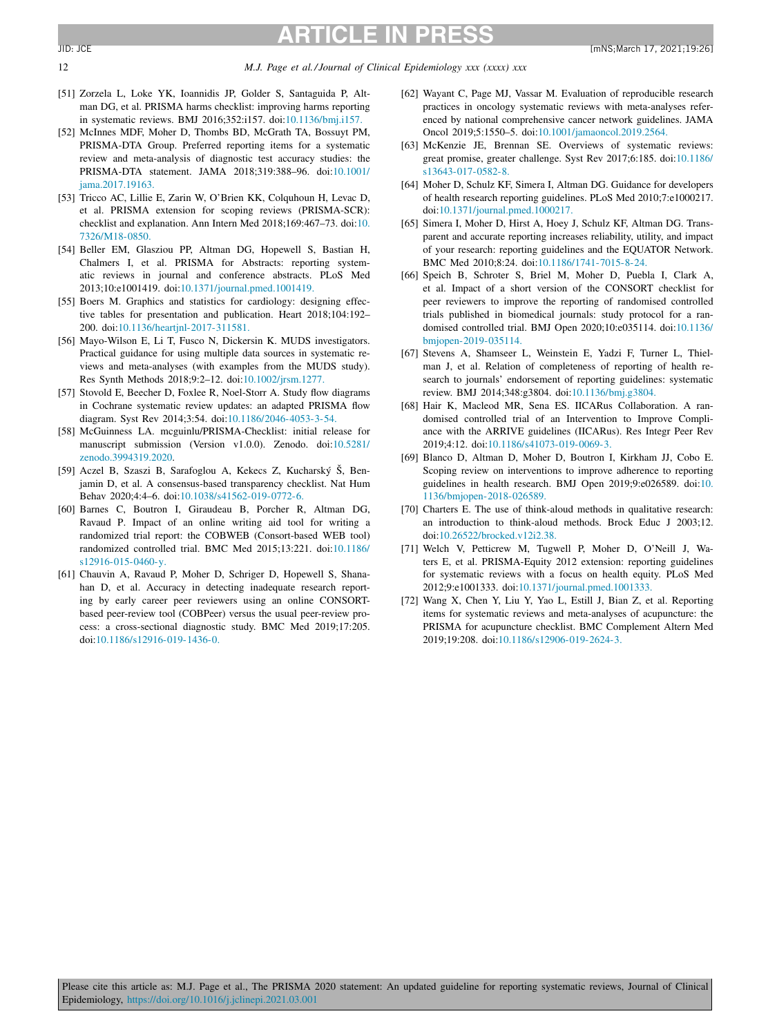[51] Zorzela L, Loke YK, Ioannidis JP, Golder S, Santaguida P, Altman DG, et al. PRISMA harms checklist: improving harms reporting in systematic reviews. BMJ 2016;352:i157. doi:10.1136/bmj.i157.

[52] McInnes MDF, Moher D, Thombs BD, McGrath TA, Bossuyt PM, PRISMA-DTA Group. Preferred reporting items for a systematic review and meta-analysis of diagnostic test accuracy studies: the PRISMA-DTA statement. JAMA 2018;319:388–96. doi:10.1001/jama.2017.19163.

[53] Tricco AC, Lillie E, Zarin W, O'Brien KK, Colquhoun H, Levac D, et al. PRISMA extension for scoping reviews (PRISMA-SCR): checklist and explanation. Ann Intern Med 2018;169:467–73. doi:10.7326/M18-0850.

[54] Beller EM, Glasziou PP, Altman DG, Hopewell S, Bastian H, Chalmers I, et al. PRISMA for Abstracts: reporting systematic reviews in journal and conference abstracts. PLoS Med 2013;10:e1001419. doi:10.1371/journal.pmed.1001419.

[55] Boers M. Graphics and statistics for cardiology: designing effective tables for presentation and publication. Heart 2018;104:192–200. doi:10.1136/heartjnl-2017-311581.

[56] Mayo-Wilson E, Li T, Fusco N, Dickersin K. MUDS investigators. Practical guidance for using multiple data sources in systematic reviews and meta-analyses (with examples from the MUDS study). Res Synth Methods 2018;9:2–12. doi:10.1002/jrsm.1277.

[57] Stovold E, Beecher D, Foxlee R, Noel-Storr A. Study flow diagrams in Cochrane systematic review updates: an adapted PRISMA flow diagram. Syst Rev 2014;3:54. doi:10.1186/2046-4053-3-54.

[58] McGuinness LA. mcguinlu/PRISMA-Checklist: initial release for manuscript submission (Version v1.0.0). Zenodo. doi:10.5281/zenodo.3994319.2020.

[59] Aczel B, Szaszi B, Sarafoglou A, Kekecs Z, Kucharský Š, Benjamin D, et al. A consensus-based transparency checklist. Nat Hum Behav 2020;4:4–6. doi:10.1038/s41562-019-0772-6.

[60] Barnes C, Boutron I, Giraudeau B, Porcher R, Altman DG, Ravaud P. Impact of an online writing aid tool for writing a randomized trial report: the COBWEB (Consort-based WEB tool) randomized controlled trial. BMC Med 2015;13:221. doi:10.1186/s12916-015-0460-y.

[61] Chauvin A, Ravaud P, Moher D, Schriger D, Hopewell S, Shanahan D, et al. Accuracy in detecting inadequate research reporting by early career peer reviewers using an online CONSORT-based peer-review tool (COBPeer) versus the usual peer-review process: a cross-sectional diagnostic study. BMC Med 2019;17:205. doi:10.1186/s12916-019-1436-0.

[62] Wayant C, Page MJ, Vassar M. Evaluation of reproducible research practices in oncology systematic reviews with meta-analyses referenced by national comprehensive cancer network guidelines. JAMA Oncol 2019;5:1550–5. doi:10.1001/jamaoncol.2019.2564.

[63] McKenzie JE, Brennan SE. Overviews of systematic reviews: great promise, greater challenge. Syst Rev 2017;6:185. doi:10.1186/s13643-017-0582-8.

[64] Moher D, Schulz KF, Simera I, Altman DG. Guidance for developers of health research reporting guidelines. PLoS Med 2010;7:e1000217. doi:10.1371/journal.pmed.1000217.

[65] Simera I, Moher D, Hirst A, Hoey J, Schulz KF, Altman DG. Transparent and accurate reporting increases reliability, utility, and impact of your research: reporting guidelines and the EQUATOR Network. BMC Med 2010;8:24. doi:10.1186/1741-7015-8-24.

[66] Speich B, Schroter S, Briel M, Moher D, Puebla I, Clark A, et al. Impact of a short version of the CONSORT checklist for peer reviewers to improve the reporting of randomised controlled trials published in biomedical journals: study protocol for a randomised controlled trial. BMJ Open 2020;10:e035114. doi:10.1136/bmjopen-2019-035114.

[67] Stevens A, Shamseer L, Weinstein E, Yadzi F, Turner L, Thielman J, et al. Relation of completeness of reporting of health research to journals' endorsement of reporting guidelines: systematic review. BMJ 2014;348:g3804. doi:10.1136/bmj.g3804.

[68] Hair K, Macleod MR, Sena ES. IICARus Collaboration. A randomised controlled trial of an Intervention to Improve Compliance with the ARRIVE guidelines (IICARus). Res Integr Peer Rev 2019;4:12. doi:10.1186/s41073-019-0069-3.

[69] Blanco D, Altman D, Moher D, Boutron I, Kirkham JJ, Cobo E. Scoping review on interventions to improve adherence to reporting guidelines in health research. BMJ Open 2019;9:e026589. doi:10.1136/bmjopen-2018-026589.

[70] Charters E. The use of think-aloud methods in qualitative research: an introduction to think-aloud methods. Brock Educ J 2003;12. doi:10.26522/brocked.v12i2.38.

[71] Welch V, Petticrew M, Tugwell P, Moher D, O'Neill J, Waters E, et al. PRISMA-Equity 2012 extension: reporting guidelines for systematic reviews with a focus on health equity. PLoS Med 2012;9:e1001333. doi:10.1371/journal.pmed.1001333.

[72] Wang X, Chen Y, Liu Y, Yao L, Estill J, Bian Z, et al. Reporting items for systematic reviews and meta-analyses of acupuncture: the PRISMA for acupuncture checklist. BMC Complement Altern Med 2019;19:208. doi:10.1186/s12906-019-2624-3.